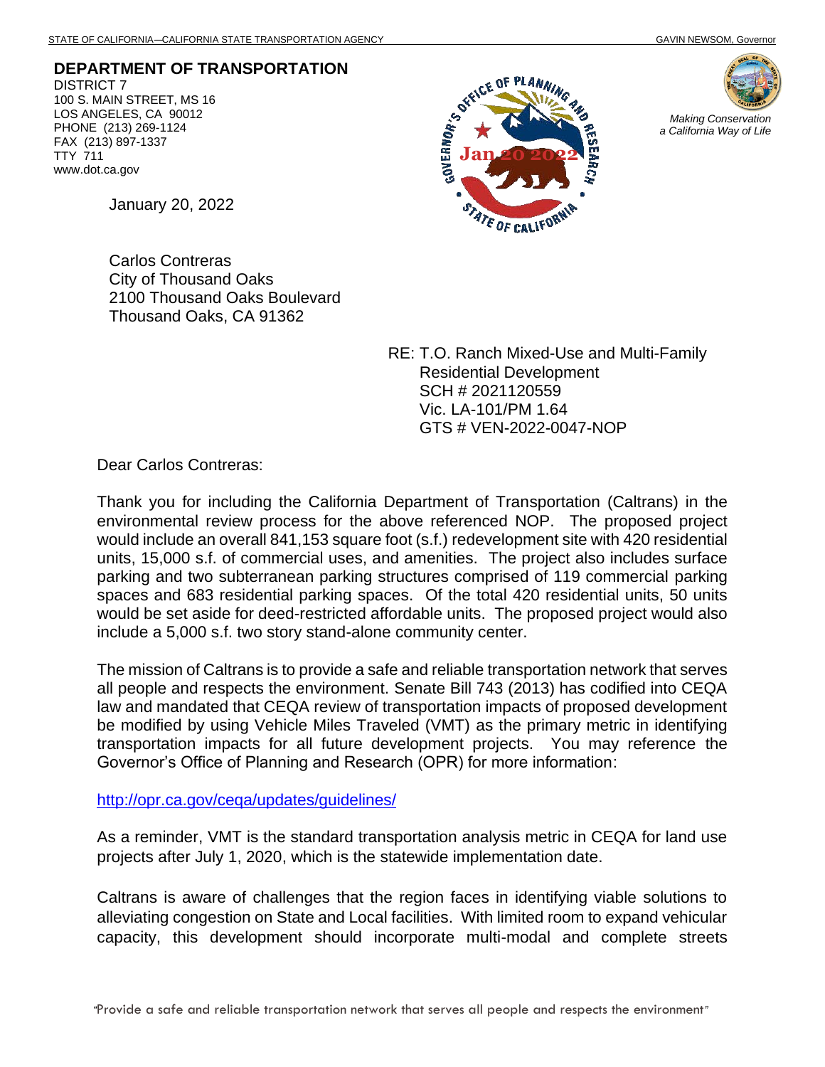STATE OF CALIFORNIA—CALIFORNIA STATE TRANSPORTATION AGENCY GAVIN NEWSOM, Governor

**DEPARTMENT OF TRANSPORTATION**
DISTRICT 7
100 S. MAIN STREET, MS 16
LOS ANGELES, CA 90012
PHONE (213) 269-1124
FAX (213) 897-1337
TTY 711
www.dot.ca.gov

*Making Conservation a California Way of Life*

January 20, 2022

Carlos Contreras
City of Thousand Oaks
2100 Thousand Oaks Boulevard
Thousand Oaks, CA 91362

RE: T.O. Ranch Mixed-Use and Multi-Family Residential Development
SCH # 2021120559
Vic. LA-101/PM 1.64
GTS # VEN-2022-0047-NOP

Dear Carlos Contreras:

Thank you for including the California Department of Transportation (Caltrans) in the environmental review process for the above referenced NOP. The proposed project would include an overall 841,153 square foot (s.f.) redevelopment site with 420 residential units, 15,000 s.f. of commercial uses, and amenities. The project also includes surface parking and two subterranean parking structures comprised of 119 commercial parking spaces and 683 residential parking spaces. Of the total 420 residential units, 50 units would be set aside for deed-restricted affordable units. The proposed project would also include a 5,000 s.f. two story stand-alone community center.

The mission of Caltrans is to provide a safe and reliable transportation network that serves all people and respects the environment. Senate Bill 743 (2013) has codified into CEQA law and mandated that CEQA review of transportation impacts of proposed development be modified by using Vehicle Miles Traveled (VMT) as the primary metric in identifying transportation impacts for all future development projects. You may reference the Governor's Office of Planning and Research (OPR) for more information:

http://opr.ca.gov/ceqa/updates/guidelines/

As a reminder, VMT is the standard transportation analysis metric in CEQA for land use projects after July 1, 2020, which is the statewide implementation date.

Caltrans is aware of challenges that the region faces in identifying viable solutions to alleviating congestion on State and Local facilities. With limited room to expand vehicular capacity, this development should incorporate multi-modal and complete streets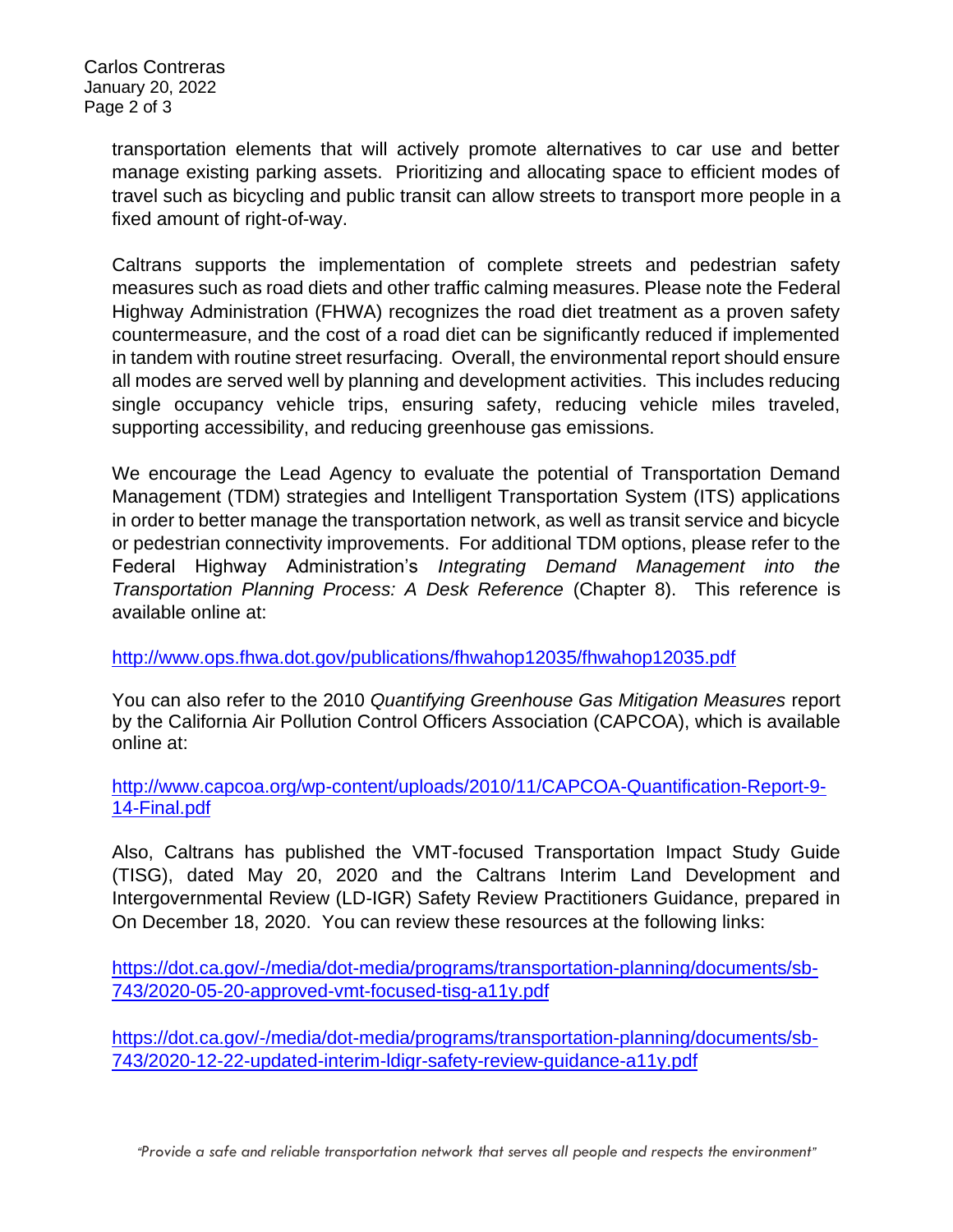transportation elements that will actively promote alternatives to car use and better manage existing parking assets. Prioritizing and allocating space to efficient modes of travel such as bicycling and public transit can allow streets to transport more people in a fixed amount of right-of-way.

Caltrans supports the implementation of complete streets and pedestrian safety measures such as road diets and other traffic calming measures. Please note the Federal Highway Administration (FHWA) recognizes the road diet treatment as a proven safety countermeasure, and the cost of a road diet can be significantly reduced if implemented in tandem with routine street resurfacing. Overall, the environmental report should ensure all modes are served well by planning and development activities. This includes reducing single occupancy vehicle trips, ensuring safety, reducing vehicle miles traveled, supporting accessibility, and reducing greenhouse gas emissions.

We encourage the Lead Agency to evaluate the potential of Transportation Demand Management (TDM) strategies and Intelligent Transportation System (ITS) applications in order to better manage the transportation network, as well as transit service and bicycle or pedestrian connectivity improvements. For additional TDM options, please refer to the Federal Highway Administration's *Integrating Demand Management into the Transportation Planning Process: A Desk Reference* (Chapter 8). This reference is available online at:

http://www.ops.fhwa.dot.gov/publications/fhwahop12035/fhwahop12035.pdf

You can also refer to the 2010 *Quantifying Greenhouse Gas Mitigation Measures* report by the California Air Pollution Control Officers Association (CAPCOA), which is available online at:

http://www.capcoa.org/wp-content/uploads/2010/11/CAPCOA-Quantification-Report-9-14-Final.pdf

Also, Caltrans has published the VMT-focused Transportation Impact Study Guide (TISG), dated May 20, 2020 and the Caltrans Interim Land Development and Intergovernmental Review (LD-IGR) Safety Review Practitioners Guidance, prepared in On December 18, 2020. You can review these resources at the following links:

https://dot.ca.gov/-/media/dot-media/programs/transportation-planning/documents/sb-743/2020-05-20-approved-vmt-focused-tisg-a11y.pdf

https://dot.ca.gov/-/media/dot-media/programs/transportation-planning/documents/sb-743/2020-12-22-updated-interim-ldigr-safety-review-guidance-a11y.pdf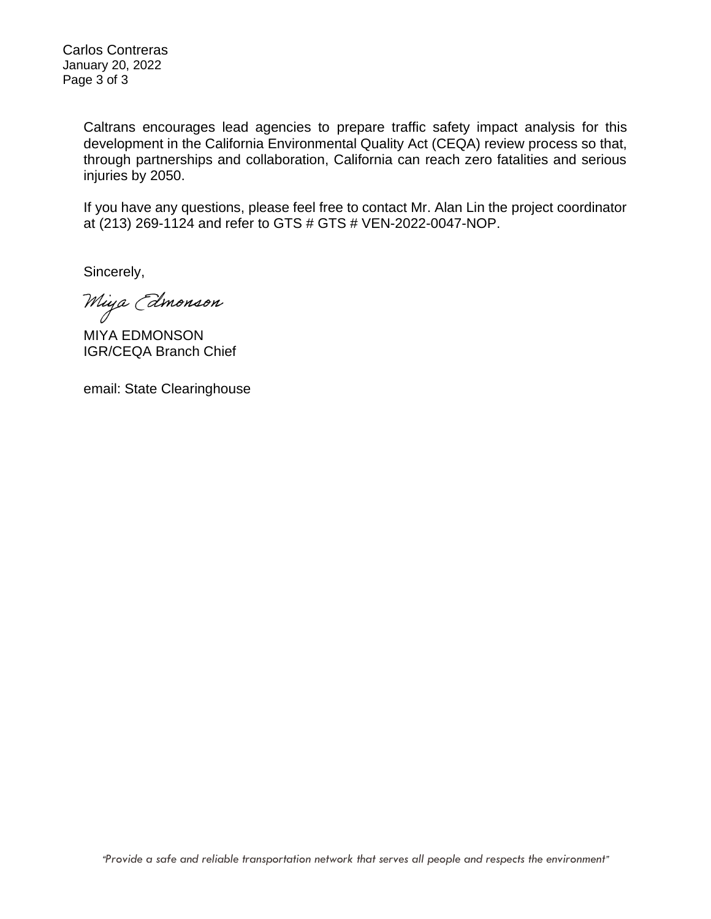Caltrans encourages lead agencies to prepare traffic safety impact analysis for this development in the California Environmental Quality Act (CEQA) review process so that, through partnerships and collaboration, California can reach zero fatalities and serious injuries by 2050.

If you have any questions, please feel free to contact Mr. Alan Lin the project coordinator at (213) 269-1124 and refer to GTS # GTS # VEN-2022-0047-NOP.

Sincerely,

*Miya Edmonson*

MIYA EDMONSON
IGR/CEQA Branch Chief

email: State Clearinghouse

*"Provide a safe and reliable transportation network that serves all people and respects the environment"*